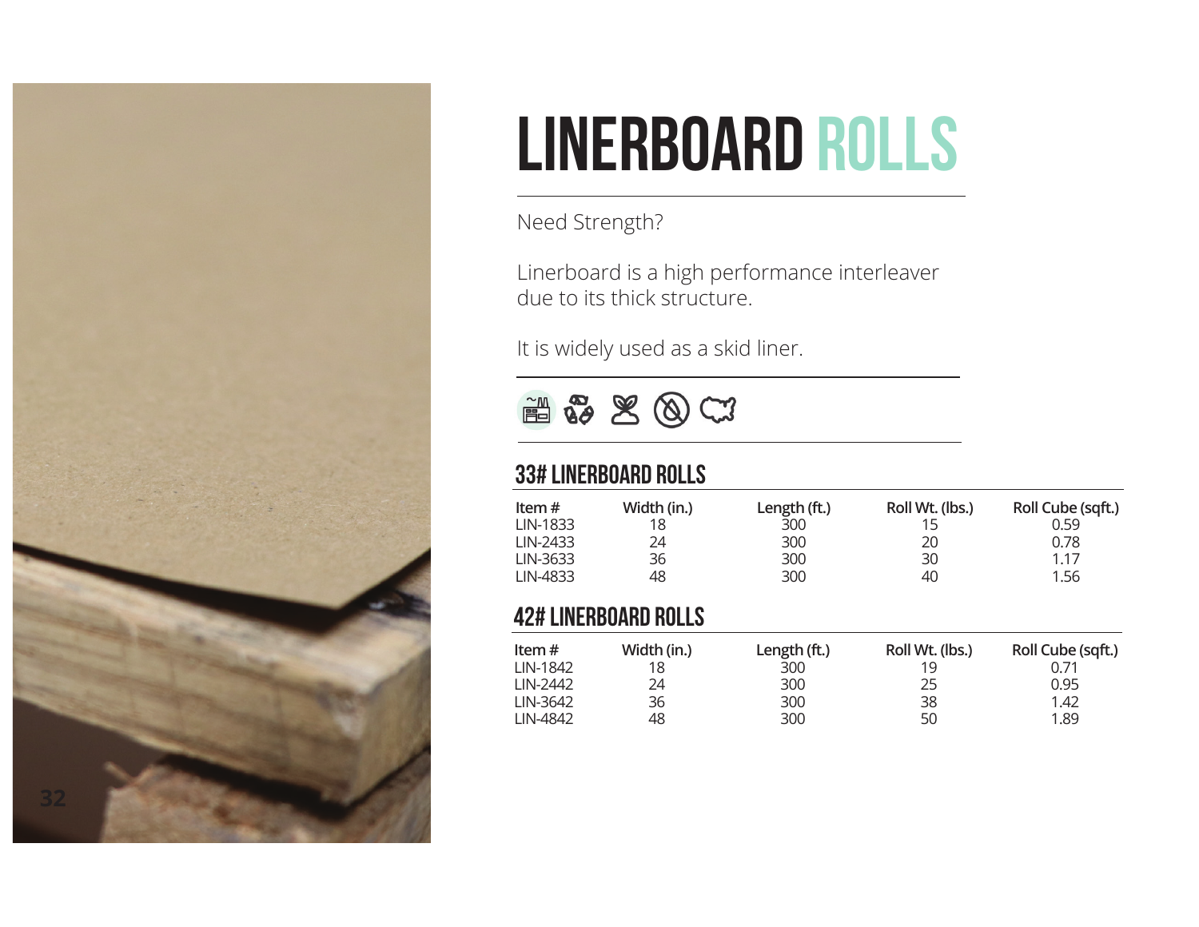# LINERBOARD ROLLS

Need Strength?

Linerboard is a high performance interleaver due to its thick structure.

It is widely used as a skid liner.

## 33# LINERBOARD ROLLS

| Item # | Width (in.) | Length (ft.) | Roll Wt. (lbs.) | Roll Cube (sqft.) |
|---|---|---|---|---|
| LIN-1833 | 18 | 300 | 15 | 0.59 |
| LIN-2433 | 24 | 300 | 20 | 0.78 |
| LIN-3633 | 36 | 300 | 30 | 1.17 |
| LIN-4833 | 48 | 300 | 40 | 1.56 |

## 42# LINERBOARD ROLLS

| Item # | Width (in.) | Length (ft.) | Roll Wt. (lbs.) | Roll Cube (sqft.) |
|---|---|---|---|---|
| LIN-1842 | 18 | 300 | 19 | 0.71 |
| LIN-2442 | 24 | 300 | 25 | 0.95 |
| LIN-3642 | 36 | 300 | 38 | 1.42 |
| LIN-4842 | 48 | 300 | 50 | 1.89 |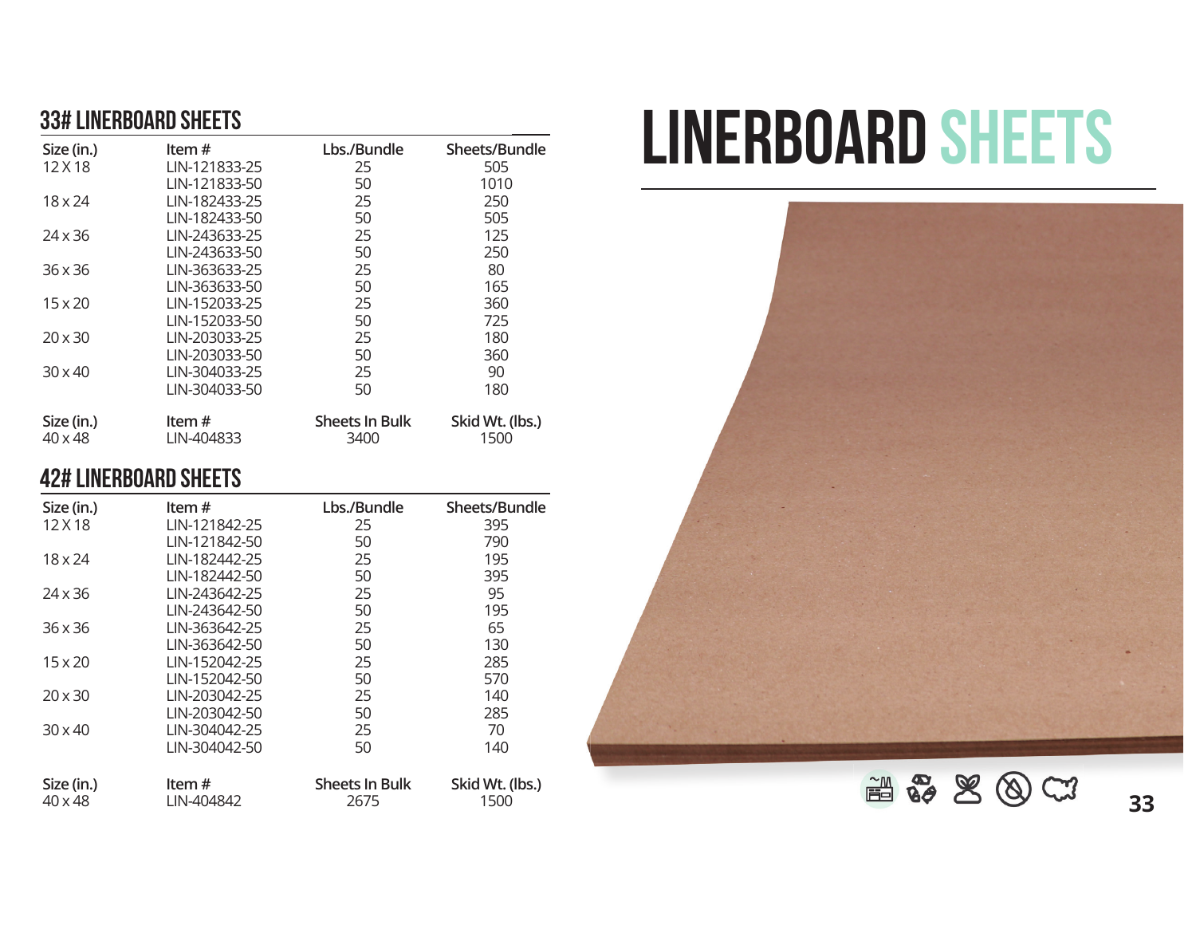# LINERBOARD SHEETS

## 33# LINERBOARD SHEETS

| Size (in.) | Item # | Lbs./Bundle | Sheets/Bundle |
|---|---|---|---|
| 12 X 18 | LIN-121833-25 | 25 | 505 |
| | LIN-121833-50 | 50 | 1010 |
| 18 x 24 | LIN-182433-25 | 25 | 250 |
| | LIN-182433-50 | 50 | 505 |
| 24 x 36 | LIN-243633-25 | 25 | 125 |
| | LIN-243633-50 | 50 | 250 |
| 36 x 36 | LIN-363633-25 | 25 | 80 |
| | LIN-363633-50 | 50 | 165 |
| 15 x 20 | LIN-152033-25 | 25 | 360 |
| | LIN-152033-50 | 50 | 725 |
| 20 x 30 | LIN-203033-25 | 25 | 180 |
| | LIN-203033-50 | 50 | 360 |
| 30 x 40 | LIN-304033-25 | 25 | 90 |
| | LIN-304033-50 | 50 | 180 |

| Size (in.) | Item # | Sheets In Bulk | Skid Wt. (lbs.) |
|---|---|---|---|
| 40 x 48 | LIN-404833 | 3400 | 1500 |

## 42# LINERBOARD SHEETS

| Size (in.) | Item # | Lbs./Bundle | Sheets/Bundle |
|---|---|---|---|
| 12 X 18 | LIN-121842-25 | 25 | 395 |
| | LIN-121842-50 | 50 | 790 |
| 18 x 24 | LIN-182442-25 | 25 | 195 |
| | LIN-182442-50 | 50 | 395 |
| 24 x 36 | LIN-243642-25 | 25 | 95 |
| | LIN-243642-50 | 50 | 195 |
| 36 x 36 | LIN-363642-25 | 25 | 65 |
| | LIN-363642-50 | 50 | 130 |
| 15 x 20 | LIN-152042-25 | 25 | 285 |
| | LIN-152042-50 | 50 | 570 |
| 20 x 30 | LIN-203042-25 | 25 | 140 |
| | LIN-203042-50 | 50 | 285 |
| 30 x 40 | LIN-304042-25 | 25 | 70 |
| | LIN-304042-50 | 50 | 140 |

| Size (in.) | Item # | Sheets In Bulk | Skid Wt. (lbs.) |
|---|---|---|---|
| 40 x 48 | LIN-404842 | 2675 | 1500 |